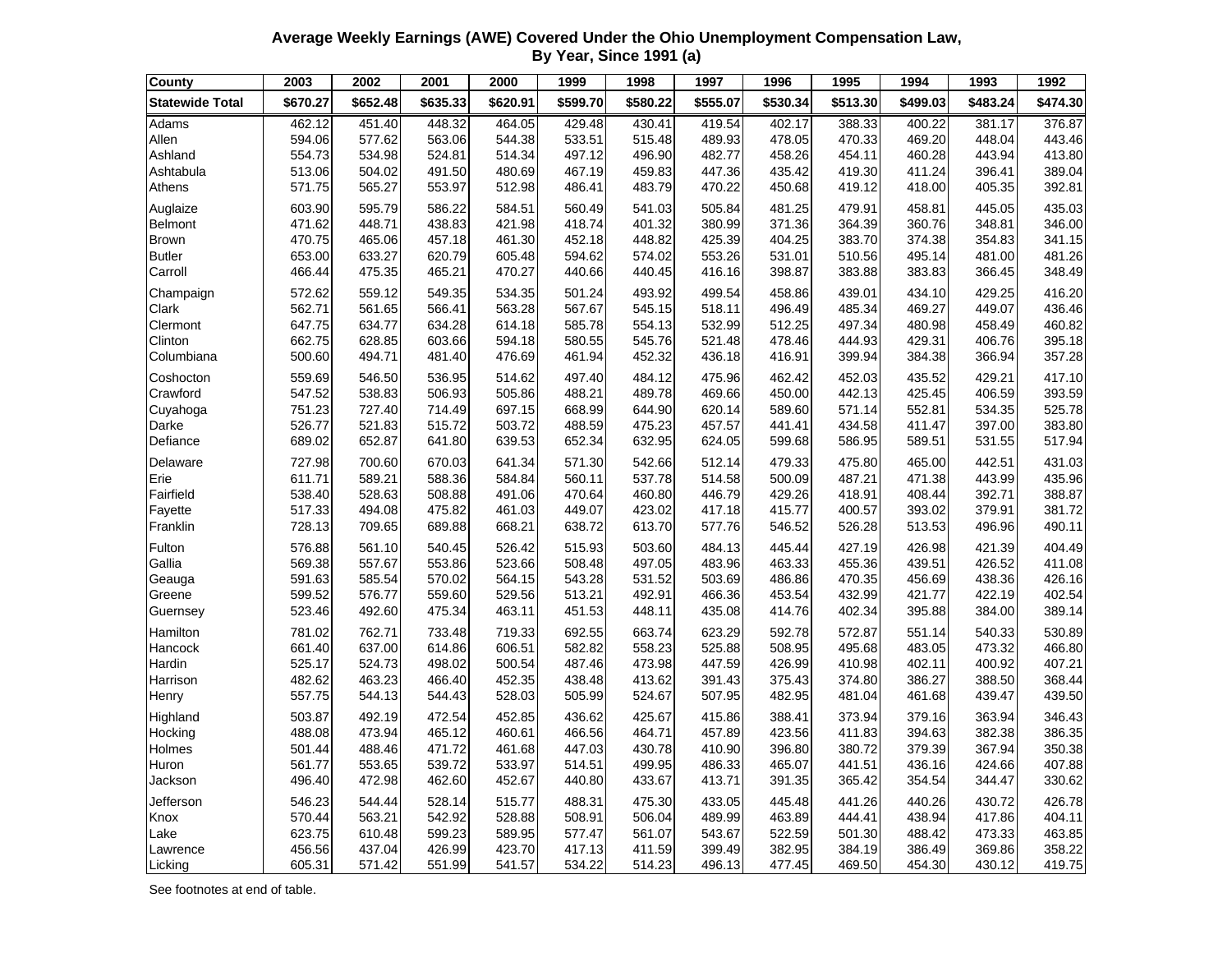**Average Weekly Earnings (AWE) Covered Under the Ohio Unemployment Compensation Law, By Year, Since 1991 (a)**

| County | 2003 | 2002 | 2001 | 2000 | 1999 | 1998 | 1997 | 1996 | 1995 | 1994 | 1993 | 1992 |
|---|---|---|---|---|---|---|---|---|---|---|---|---|
| **Statewide Total** | **$670.27** | **$652.48** | **$635.33** | **$620.91** | **$599.70** | **$580.22** | **$555.07** | **$530.34** | **$513.30** | **$499.03** | **$483.24** | **$474.30** |
| Adams | 462.12 | 451.40 | 448.32 | 464.05 | 429.48 | 430.41 | 419.54 | 402.17 | 388.33 | 400.22 | 381.17 | 376.87 |
| Allen | 594.06 | 577.62 | 563.06 | 544.38 | 533.51 | 515.48 | 489.93 | 478.05 | 470.33 | 469.20 | 448.04 | 443.46 |
| Ashland | 554.73 | 534.98 | 524.81 | 514.34 | 497.12 | 496.90 | 482.77 | 458.26 | 454.11 | 460.28 | 443.94 | 413.80 |
| Ashtabula | 513.06 | 504.02 | 491.50 | 480.69 | 467.19 | 459.83 | 447.36 | 435.42 | 419.30 | 411.24 | 396.41 | 389.04 |
| Athens | 571.75 | 565.27 | 553.97 | 512.98 | 486.41 | 483.79 | 470.22 | 450.68 | 419.12 | 418.00 | 405.35 | 392.81 |
| Auglaize | 603.90 | 595.79 | 586.22 | 584.51 | 560.49 | 541.03 | 505.84 | 481.25 | 479.91 | 458.81 | 445.05 | 435.03 |
| Belmont | 471.62 | 448.71 | 438.83 | 421.98 | 418.74 | 401.32 | 380.99 | 371.36 | 364.39 | 360.76 | 348.81 | 346.00 |
| Brown | 470.75 | 465.06 | 457.18 | 461.30 | 452.18 | 448.82 | 425.39 | 404.25 | 383.70 | 374.38 | 354.83 | 341.15 |
| Butler | 653.00 | 633.27 | 620.79 | 605.48 | 594.62 | 574.02 | 553.26 | 531.01 | 510.56 | 495.14 | 481.00 | 481.26 |
| Carroll | 466.44 | 475.35 | 465.21 | 470.27 | 440.66 | 440.45 | 416.16 | 398.87 | 383.88 | 383.83 | 366.45 | 348.49 |
| Champaign | 572.62 | 559.12 | 549.35 | 534.35 | 501.24 | 493.92 | 499.54 | 458.86 | 439.01 | 434.10 | 429.25 | 416.20 |
| Clark | 562.71 | 561.65 | 566.41 | 563.28 | 567.67 | 545.15 | 518.11 | 496.49 | 485.34 | 469.27 | 449.07 | 436.46 |
| Clermont | 647.75 | 634.77 | 634.28 | 614.18 | 585.78 | 554.13 | 532.99 | 512.25 | 497.34 | 480.98 | 458.49 | 460.82 |
| Clinton | 662.75 | 628.85 | 603.66 | 594.18 | 580.55 | 545.76 | 521.48 | 478.46 | 444.93 | 429.31 | 406.76 | 395.18 |
| Columbiana | 500.60 | 494.71 | 481.40 | 476.69 | 461.94 | 452.32 | 436.18 | 416.91 | 399.94 | 384.38 | 366.94 | 357.28 |
| Coshocton | 559.69 | 546.50 | 536.95 | 514.62 | 497.40 | 484.12 | 475.96 | 462.42 | 452.03 | 435.52 | 429.21 | 417.10 |
| Crawford | 547.52 | 538.83 | 506.93 | 505.86 | 488.21 | 489.78 | 469.66 | 450.00 | 442.13 | 425.45 | 406.59 | 393.59 |
| Cuyahoga | 751.23 | 727.40 | 714.49 | 697.15 | 668.99 | 644.90 | 620.14 | 589.60 | 571.14 | 552.81 | 534.35 | 525.78 |
| Darke | 526.77 | 521.83 | 515.72 | 503.72 | 488.59 | 475.23 | 457.57 | 441.41 | 434.58 | 411.47 | 397.00 | 383.80 |
| Defiance | 689.02 | 652.87 | 641.80 | 639.53 | 652.34 | 632.95 | 624.05 | 599.68 | 586.95 | 589.51 | 531.55 | 517.94 |
| Delaware | 727.98 | 700.60 | 670.03 | 641.34 | 571.30 | 542.66 | 512.14 | 479.33 | 475.80 | 465.00 | 442.51 | 431.03 |
| Erie | 611.71 | 589.21 | 588.36 | 584.84 | 560.11 | 537.78 | 514.58 | 500.09 | 487.21 | 471.38 | 443.99 | 435.96 |
| Fairfield | 538.40 | 528.63 | 508.88 | 491.06 | 470.64 | 460.80 | 446.79 | 429.26 | 418.91 | 408.44 | 392.71 | 388.87 |
| Fayette | 517.33 | 494.08 | 475.82 | 461.03 | 449.07 | 423.02 | 417.18 | 415.77 | 400.57 | 393.02 | 379.91 | 381.72 |
| Franklin | 728.13 | 709.65 | 689.88 | 668.21 | 638.72 | 613.70 | 577.76 | 546.52 | 526.28 | 513.53 | 496.96 | 490.11 |
| Fulton | 576.88 | 561.10 | 540.45 | 526.42 | 515.93 | 503.60 | 484.13 | 445.44 | 427.19 | 426.98 | 421.39 | 404.49 |
| Gallia | 569.38 | 557.67 | 553.86 | 523.66 | 508.48 | 497.05 | 483.96 | 463.33 | 455.36 | 439.51 | 426.52 | 411.08 |
| Geauga | 591.63 | 585.54 | 570.02 | 564.15 | 543.28 | 531.52 | 503.69 | 486.86 | 470.35 | 456.69 | 438.36 | 426.16 |
| Greene | 599.52 | 576.77 | 559.60 | 529.56 | 513.21 | 492.91 | 466.36 | 453.54 | 432.99 | 421.77 | 422.19 | 402.54 |
| Guernsey | 523.46 | 492.60 | 475.34 | 463.11 | 451.53 | 448.11 | 435.08 | 414.76 | 402.34 | 395.88 | 384.00 | 389.14 |
| Hamilton | 781.02 | 762.71 | 733.48 | 719.33 | 692.55 | 663.74 | 623.29 | 592.78 | 572.87 | 551.14 | 540.33 | 530.89 |
| Hancock | 661.40 | 637.00 | 614.86 | 606.51 | 582.82 | 558.23 | 525.88 | 508.95 | 495.68 | 483.05 | 473.32 | 466.80 |
| Hardin | 525.17 | 524.73 | 498.02 | 500.54 | 487.46 | 473.98 | 447.59 | 426.99 | 410.98 | 402.11 | 400.92 | 407.21 |
| Harrison | 482.62 | 463.23 | 466.40 | 452.35 | 438.48 | 413.62 | 391.43 | 375.43 | 374.80 | 386.27 | 388.50 | 368.44 |
| Henry | 557.75 | 544.13 | 544.43 | 528.03 | 505.99 | 524.67 | 507.95 | 482.95 | 481.04 | 461.68 | 439.47 | 439.50 |
| Highland | 503.87 | 492.19 | 472.54 | 452.85 | 436.62 | 425.67 | 415.86 | 388.41 | 373.94 | 379.16 | 363.94 | 346.43 |
| Hocking | 488.08 | 473.94 | 465.12 | 460.61 | 466.56 | 464.71 | 457.89 | 423.56 | 411.83 | 394.63 | 382.38 | 386.35 |
| Holmes | 501.44 | 488.46 | 471.72 | 461.68 | 447.03 | 430.78 | 410.90 | 396.80 | 380.72 | 379.39 | 367.94 | 350.38 |
| Huron | 561.77 | 553.65 | 539.72 | 533.97 | 514.51 | 499.95 | 486.33 | 465.07 | 441.51 | 436.16 | 424.66 | 407.88 |
| Jackson | 496.40 | 472.98 | 462.60 | 452.67 | 440.80 | 433.67 | 413.71 | 391.35 | 365.42 | 354.54 | 344.47 | 330.62 |
| Jefferson | 546.23 | 544.44 | 528.14 | 515.77 | 488.31 | 475.30 | 433.05 | 445.48 | 441.26 | 440.26 | 430.72 | 426.78 |
| Knox | 570.44 | 563.21 | 542.92 | 528.88 | 508.91 | 506.04 | 489.99 | 463.89 | 444.41 | 438.94 | 417.86 | 404.11 |
| Lake | 623.75 | 610.48 | 599.23 | 589.95 | 577.47 | 561.07 | 543.67 | 522.59 | 501.30 | 488.42 | 473.33 | 463.85 |
| Lawrence | 456.56 | 437.04 | 426.99 | 423.70 | 417.13 | 411.59 | 399.49 | 382.95 | 384.19 | 386.49 | 369.86 | 358.22 |
| Licking | 605.31 | 571.42 | 551.99 | 541.57 | 534.22 | 514.23 | 496.13 | 477.45 | 469.50 | 454.30 | 430.12 | 419.75 |

See footnotes at end of table.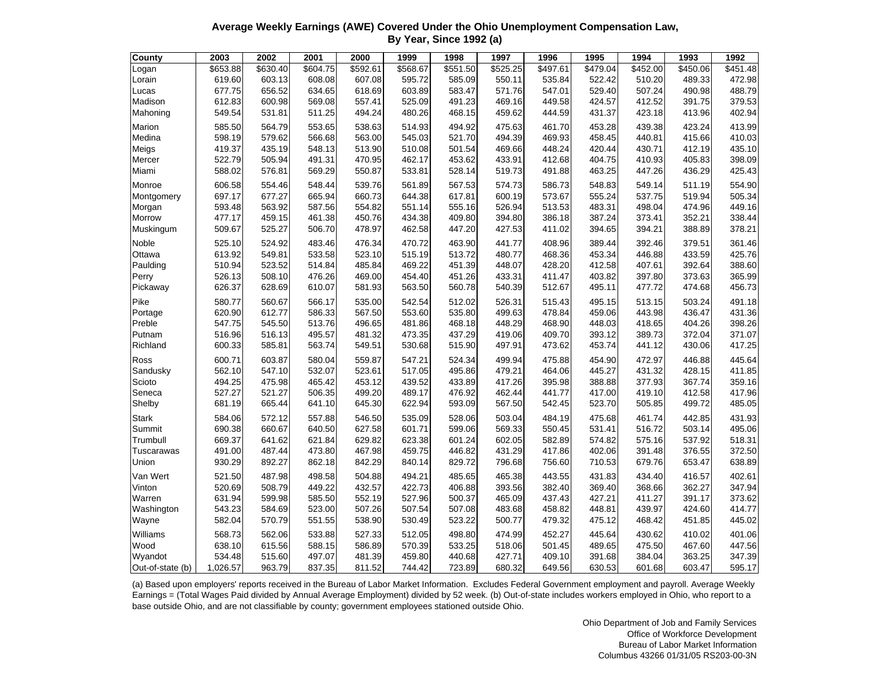**Average Weekly Earnings (AWE) Covered Under the Ohio Unemployment Compensation Law, By Year, Since 1992 (a)**

| County | 2003 | 2002 | 2001 | 2000 | 1999 | 1998 | 1997 | 1996 | 1995 | 1994 | 1993 | 1992 |
|---|---|---|---|---|---|---|---|---|---|---|---|---|
| Logan | $653.88 | $630.40 | $604.75 | $592.61 | $568.67 | $551.50 | $525.25 | $497.61 | $479.04 | $452.00 | $450.06 | $451.48 |
| Lorain | 619.60 | 603.13 | 608.08 | 607.08 | 595.72 | 585.09 | 550.11 | 535.84 | 522.42 | 510.20 | 489.33 | 472.98 |
| Lucas | 677.75 | 656.52 | 634.65 | 618.69 | 603.89 | 583.47 | 571.76 | 547.01 | 529.40 | 507.24 | 490.98 | 488.79 |
| Madison | 612.83 | 600.98 | 569.08 | 557.41 | 525.09 | 491.23 | 469.16 | 449.58 | 424.57 | 412.52 | 391.75 | 379.53 |
| Mahoning | 549.54 | 531.81 | 511.25 | 494.24 | 480.26 | 468.15 | 459.62 | 444.59 | 431.37 | 423.18 | 413.96 | 402.94 |
| Marion | 585.50 | 564.79 | 553.65 | 538.63 | 514.93 | 494.92 | 475.63 | 461.70 | 453.28 | 439.38 | 423.24 | 413.99 |
| Medina | 598.19 | 579.62 | 566.68 | 563.00 | 545.03 | 521.70 | 494.39 | 469.93 | 458.45 | 440.81 | 415.66 | 410.03 |
| Meigs | 419.37 | 435.19 | 548.13 | 513.90 | 510.08 | 501.54 | 469.66 | 448.24 | 420.44 | 430.71 | 412.19 | 435.10 |
| Mercer | 522.79 | 505.94 | 491.31 | 470.95 | 462.17 | 453.62 | 433.91 | 412.68 | 404.75 | 410.93 | 405.83 | 398.09 |
| Miami | 588.02 | 576.81 | 569.29 | 550.87 | 533.81 | 528.14 | 519.73 | 491.88 | 463.25 | 447.26 | 436.29 | 425.43 |
| Monroe | 606.58 | 554.46 | 548.44 | 539.76 | 561.89 | 567.53 | 574.73 | 586.73 | 548.83 | 549.14 | 511.19 | 554.90 |
| Montgomery | 697.17 | 677.27 | 665.94 | 660.73 | 644.38 | 617.81 | 600.19 | 573.67 | 555.24 | 537.75 | 519.94 | 505.34 |
| Morgan | 593.48 | 563.92 | 587.56 | 554.82 | 551.14 | 555.16 | 526.94 | 513.53 | 483.31 | 498.04 | 474.96 | 449.16 |
| Morrow | 477.17 | 459.15 | 461.38 | 450.76 | 434.38 | 409.80 | 394.80 | 386.18 | 387.24 | 373.41 | 352.21 | 338.44 |
| Muskingum | 509.67 | 525.27 | 506.70 | 478.97 | 462.58 | 447.20 | 427.53 | 411.02 | 394.65 | 394.21 | 388.89 | 378.21 |
| Noble | 525.10 | 524.92 | 483.46 | 476.34 | 470.72 | 463.90 | 441.77 | 408.96 | 389.44 | 392.46 | 379.51 | 361.46 |
| Ottawa | 613.92 | 549.81 | 533.58 | 523.10 | 515.19 | 513.72 | 480.77 | 468.36 | 453.34 | 446.88 | 433.59 | 425.76 |
| Paulding | 510.94 | 523.52 | 514.84 | 485.84 | 469.22 | 451.39 | 448.07 | 428.20 | 412.58 | 407.61 | 392.64 | 388.60 |
| Perry | 526.13 | 508.10 | 476.26 | 469.00 | 454.40 | 451.26 | 433.31 | 411.47 | 403.82 | 397.80 | 373.63 | 365.99 |
| Pickaway | 626.37 | 628.69 | 610.07 | 581.93 | 563.50 | 560.78 | 540.39 | 512.67 | 495.11 | 477.72 | 474.68 | 456.73 |
| Pike | 580.77 | 560.67 | 566.17 | 535.00 | 542.54 | 512.02 | 526.31 | 515.43 | 495.15 | 513.15 | 503.24 | 491.18 |
| Portage | 620.90 | 612.77 | 586.33 | 567.50 | 553.60 | 535.80 | 499.63 | 478.84 | 459.06 | 443.98 | 436.47 | 431.36 |
| Preble | 547.75 | 545.50 | 513.76 | 496.65 | 481.86 | 468.18 | 448.29 | 468.90 | 448.03 | 418.65 | 404.26 | 398.26 |
| Putnam | 516.96 | 516.13 | 495.57 | 481.32 | 473.35 | 437.29 | 419.06 | 409.70 | 393.12 | 389.73 | 372.04 | 371.07 |
| Richland | 600.33 | 585.81 | 563.74 | 549.51 | 530.68 | 515.90 | 497.91 | 473.62 | 453.74 | 441.12 | 430.06 | 417.25 |
| Ross | 600.71 | 603.87 | 580.04 | 559.87 | 547.21 | 524.34 | 499.94 | 475.88 | 454.90 | 472.97 | 446.88 | 445.64 |
| Sandusky | 562.10 | 547.10 | 532.07 | 523.61 | 517.05 | 495.86 | 479.21 | 464.06 | 445.27 | 431.32 | 428.15 | 411.85 |
| Scioto | 494.25 | 475.98 | 465.42 | 453.12 | 439.52 | 433.89 | 417.26 | 395.98 | 388.88 | 377.93 | 367.74 | 359.16 |
| Seneca | 527.27 | 521.27 | 506.35 | 499.20 | 489.17 | 476.92 | 462.44 | 441.77 | 417.00 | 419.10 | 412.58 | 417.96 |
| Shelby | 681.19 | 665.44 | 641.10 | 645.30 | 622.94 | 593.09 | 567.50 | 542.45 | 523.70 | 505.85 | 499.72 | 485.05 |
| Stark | 584.06 | 572.12 | 557.88 | 546.50 | 535.09 | 528.06 | 503.04 | 484.19 | 475.68 | 461.74 | 442.85 | 431.93 |
| Summit | 690.38 | 660.67 | 640.50 | 627.58 | 601.71 | 599.06 | 569.33 | 550.45 | 531.41 | 516.72 | 503.14 | 495.06 |
| Trumbull | 669.37 | 641.62 | 621.84 | 629.82 | 623.38 | 601.24 | 602.05 | 582.89 | 574.82 | 575.16 | 537.92 | 518.31 |
| Tuscarawas | 491.00 | 487.44 | 473.80 | 467.98 | 459.75 | 446.82 | 431.29 | 417.86 | 402.06 | 391.48 | 376.55 | 372.50 |
| Union | 930.29 | 892.27 | 862.18 | 842.29 | 840.14 | 829.72 | 796.68 | 756.60 | 710.53 | 679.76 | 653.47 | 638.89 |
| Van Wert | 521.50 | 487.98 | 498.58 | 504.88 | 494.21 | 485.65 | 465.38 | 443.55 | 431.83 | 434.40 | 416.57 | 402.61 |
| Vinton | 520.69 | 508.79 | 449.22 | 432.57 | 422.73 | 406.88 | 393.56 | 382.40 | 369.40 | 368.66 | 362.27 | 347.94 |
| Warren | 631.94 | 599.98 | 585.50 | 552.19 | 527.96 | 500.37 | 465.09 | 437.43 | 427.21 | 411.27 | 391.17 | 373.62 |
| Washington | 543.23 | 584.69 | 523.00 | 507.26 | 507.54 | 507.08 | 483.68 | 458.82 | 448.81 | 439.97 | 424.60 | 414.77 |
| Wayne | 582.04 | 570.79 | 551.55 | 538.90 | 530.49 | 523.22 | 500.77 | 479.32 | 475.12 | 468.42 | 451.85 | 445.02 |
| Williams | 568.73 | 562.06 | 533.88 | 527.33 | 512.05 | 498.80 | 474.99 | 452.27 | 445.64 | 430.62 | 410.02 | 401.06 |
| Wood | 638.10 | 615.56 | 588.15 | 586.89 | 570.39 | 533.25 | 518.06 | 501.45 | 489.65 | 475.50 | 467.60 | 447.56 |
| Wyandot | 534.48 | 515.60 | 497.07 | 481.39 | 459.80 | 440.68 | 427.71 | 409.10 | 391.68 | 384.04 | 363.25 | 347.39 |
| Out-of-state (b) | 1,026.57 | 963.79 | 837.35 | 811.52 | 744.42 | 723.89 | 680.32 | 649.56 | 630.53 | 601.68 | 603.47 | 595.17 |

(a) Based upon employers' reports received in the Bureau of Labor Market Information. Excludes Federal Government employment and payroll. Average Weekly Earnings = (Total Wages Paid divided by Annual Average Employment) divided by 52 week. (b) Out-of-state includes workers employed in Ohio, who report to a base outside Ohio, and are not classifiable by county; government employees stationed outside Ohio.

Ohio Department of Job and Family Services
Office of Workforce Development
Bureau of Labor Market Information
Columbus 43266 01/31/05 RS203-00-3N